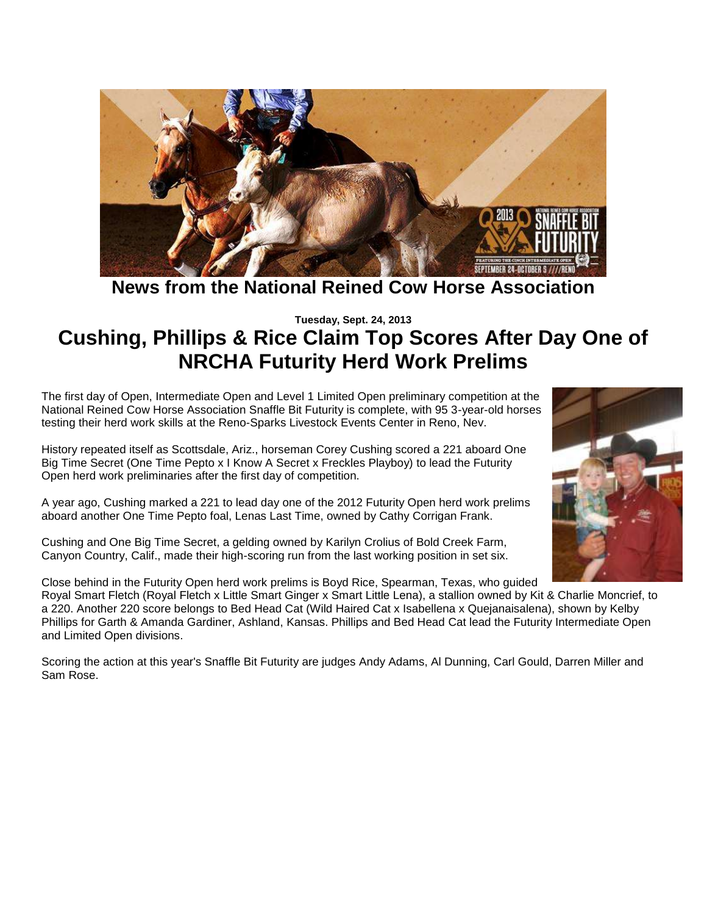**News from the National Reined Cow Horse Association**

**Tuesday, Sept. 24, 2013**

# Cushing, Phillips & Rice Claim Top Scores After Day One of NRCHA Futurity Herd Work Prelims

The first day of Open, Intermediate Open and Level 1 Limited Open preliminary competition at the National Reined Cow Horse Association Snaffle Bit Futurity is complete, with 95 3-year-old horses testing their herd work skills at the Reno-Sparks Livestock Events Center in Reno, Nev.

History repeated itself as Scottsdale, Ariz., horseman Corey Cushing scored a 221 aboard One Big Time Secret (One Time Pepto x I Know A Secret x Freckles Playboy) to lead the Futurity Open herd work preliminaries after the first day of competition.

A year ago, Cushing marked a 221 to lead day one of the 2012 Futurity Open herd work prelims aboard another One Time Pepto foal, Lenas Last Time, owned by Cathy Corrigan Frank.

Cushing and One Big Time Secret, a gelding owned by Karilyn Crolius of Bold Creek Farm, Canyon Country, Calif., made their high-scoring run from the last working position in set six.

Close behind in the Futurity Open herd work prelims is Boyd Rice, Spearman, Texas, who guided Royal Smart Fletch (Royal Fletch x Little Smart Ginger x Smart Little Lena), a stallion owned by Kit & Charlie Moncrief, to a 220. Another 220 score belongs to Bed Head Cat (Wild Haired Cat x Isabellena x Quejanaisalena), shown by Kelby Phillips for Garth & Amanda Gardiner, Ashland, Kansas. Phillips and Bed Head Cat lead the Futurity Intermediate Open and Limited Open divisions.

Scoring the action at this year's Snaffle Bit Futurity are judges Andy Adams, Al Dunning, Carl Gould, Darren Miller and Sam Rose.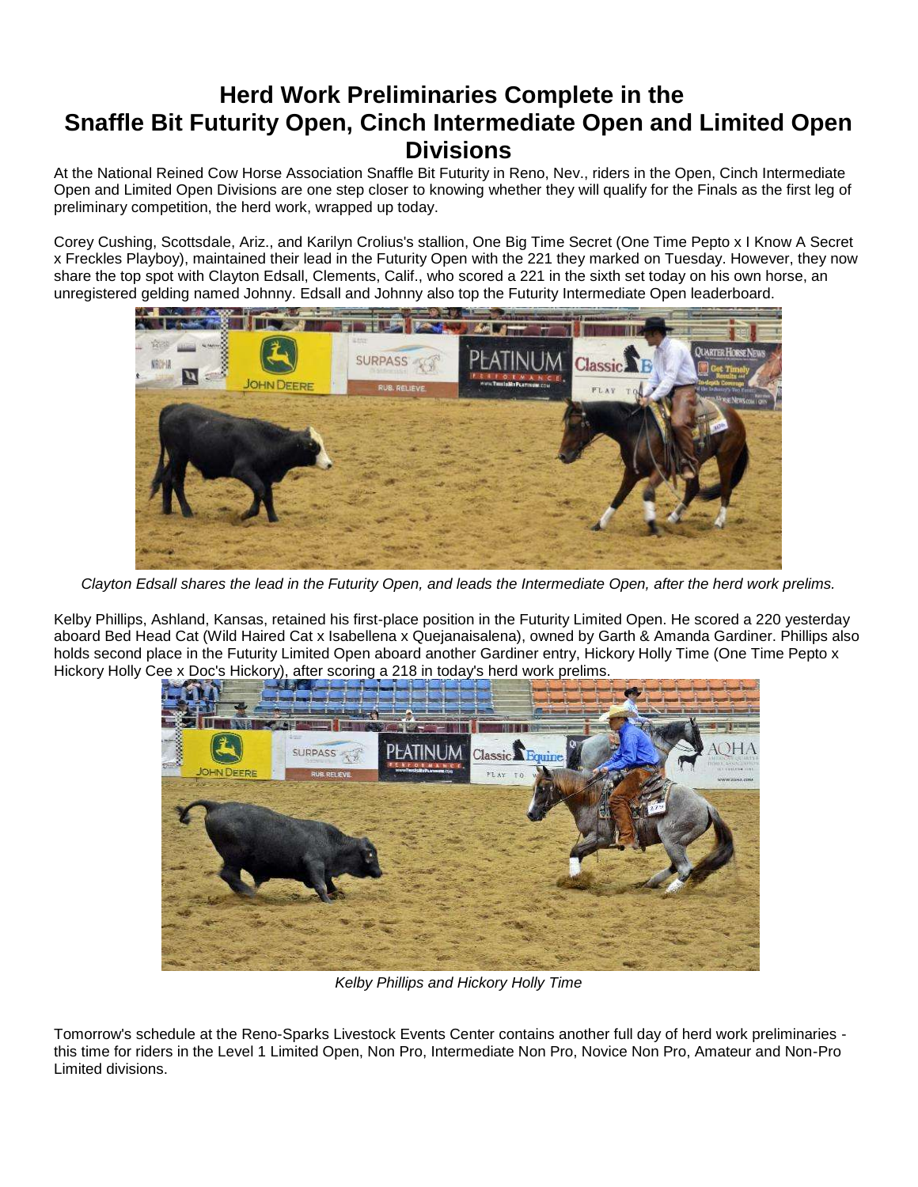# Herd Work Preliminaries Complete in the Snaffle Bit Futurity Open, Cinch Intermediate Open and Limited Open Divisions

At the National Reined Cow Horse Association Snaffle Bit Futurity in Reno, Nev., riders in the Open, Cinch Intermediate Open and Limited Open Divisions are one step closer to knowing whether they will qualify for the Finals as the first leg of preliminary competition, the herd work, wrapped up today.

Corey Cushing, Scottsdale, Ariz., and Karilyn Crolius's stallion, One Big Time Secret (One Time Pepto x I Know A Secret x Freckles Playboy), maintained their lead in the Futurity Open with the 221 they marked on Tuesday. However, they now share the top spot with Clayton Edsall, Clements, Calif., who scored a 221 in the sixth set today on his own horse, an unregistered gelding named Johnny. Edsall and Johnny also top the Futurity Intermediate Open leaderboard.

*Clayton Edsall shares the lead in the Futurity Open, and leads the Intermediate Open, after the herd work prelims.*

Kelby Phillips, Ashland, Kansas, retained his first-place position in the Futurity Limited Open. He scored a 220 yesterday aboard Bed Head Cat (Wild Haired Cat x Isabellena x Quejanaisalena), owned by Garth & Amanda Gardiner. Phillips also holds second place in the Futurity Limited Open aboard another Gardiner entry, Hickory Holly Time (One Time Pepto x Hickory Holly Cee x Doc's Hickory), after scoring a 218 in today's herd work prelims.

*Kelby Phillips and Hickory Holly Time*

Tomorrow's schedule at the Reno-Sparks Livestock Events Center contains another full day of herd work preliminaries - this time for riders in the Level 1 Limited Open, Non Pro, Intermediate Non Pro, Novice Non Pro, Amateur and Non-Pro Limited divisions.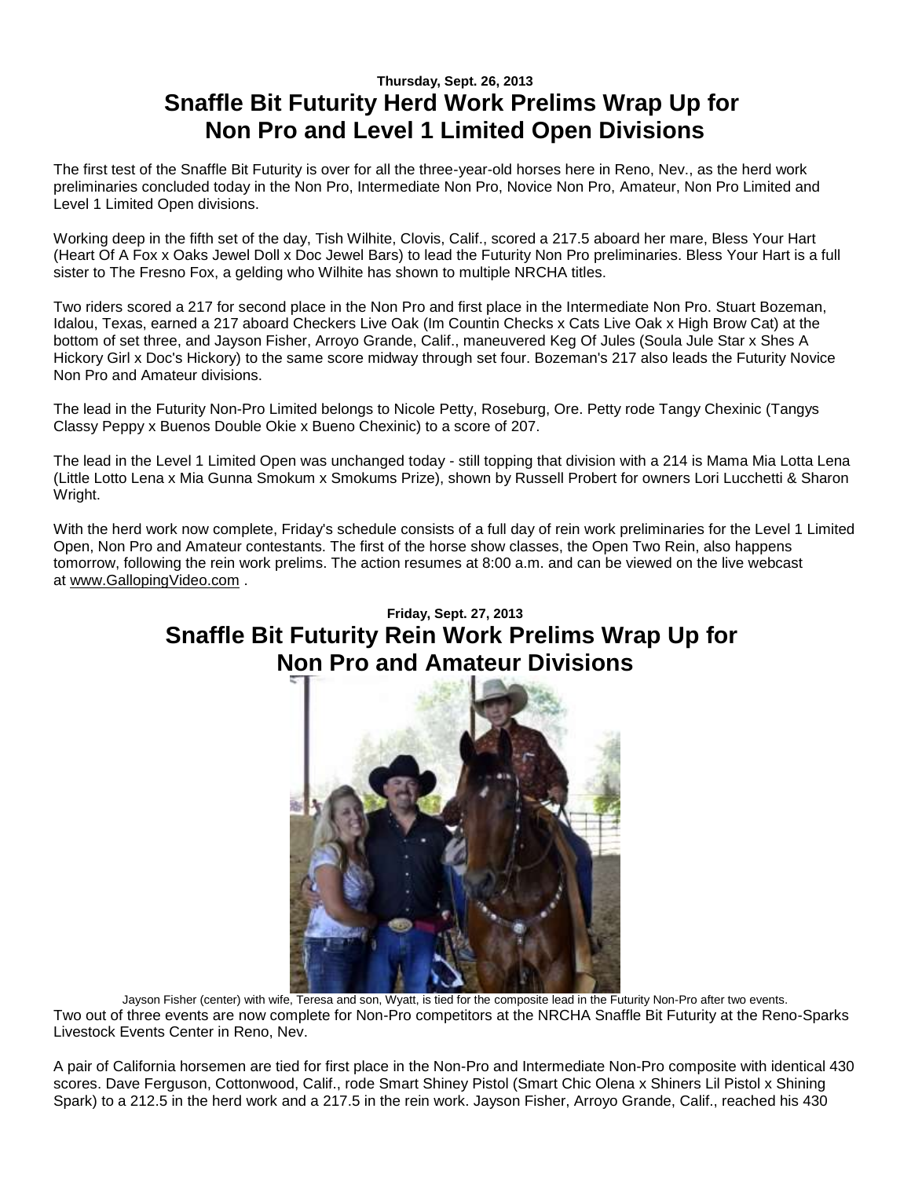**Thursday, Sept. 26, 2013**

## Snaffle Bit Futurity Herd Work Prelims Wrap Up for Non Pro and Level 1 Limited Open Divisions

The first test of the Snaffle Bit Futurity is over for all the three-year-old horses here in Reno, Nev., as the herd work preliminaries concluded today in the Non Pro, Intermediate Non Pro, Novice Non Pro, Amateur, Non Pro Limited and Level 1 Limited Open divisions.

Working deep in the fifth set of the day, Tish Wilhite, Clovis, Calif., scored a 217.5 aboard her mare, Bless Your Hart (Heart Of A Fox x Oaks Jewel Doll x Doc Jewel Bars) to lead the Futurity Non Pro preliminaries. Bless Your Hart is a full sister to The Fresno Fox, a gelding who Wilhite has shown to multiple NRCHA titles.

Two riders scored a 217 for second place in the Non Pro and first place in the Intermediate Non Pro. Stuart Bozeman, Idalou, Texas, earned a 217 aboard Checkers Live Oak (Im Countin Checks x Cats Live Oak x High Brow Cat) at the bottom of set three, and Jayson Fisher, Arroyo Grande, Calif., maneuvered Keg Of Jules (Soula Jule Star x Shes A Hickory Girl x Doc's Hickory) to the same score midway through set four. Bozeman's 217 also leads the Futurity Novice Non Pro and Amateur divisions.

The lead in the Futurity Non-Pro Limited belongs to Nicole Petty, Roseburg, Ore. Petty rode Tangy Chexinic (Tangys Classy Peppy x Buenos Double Okie x Bueno Chexinic) to a score of 207.

The lead in the Level 1 Limited Open was unchanged today - still topping that division with a 214 is Mama Mia Lotta Lena (Little Lotto Lena x Mia Gunna Smokum x Smokums Prize), shown by Russell Probert for owners Lori Lucchetti & Sharon Wright.

With the herd work now complete, Friday's schedule consists of a full day of rein work preliminaries for the Level 1 Limited Open, Non Pro and Amateur contestants. The first of the horse show classes, the Open Two Rein, also happens tomorrow, following the rein work prelims. The action resumes at 8:00 a.m. and can be viewed on the live webcast at www.GallopingVideo.com .

**Friday, Sept. 27, 2013**

## Snaffle Bit Futurity Rein Work Prelims Wrap Up for Non Pro and Amateur Divisions

Jayson Fisher (center) with wife, Teresa and son, Wyatt, is tied for the composite lead in the Futurity Non-Pro after two events.

Two out of three events are now complete for Non-Pro competitors at the NRCHA Snaffle Bit Futurity at the Reno-Sparks Livestock Events Center in Reno, Nev.

A pair of California horsemen are tied for first place in the Non-Pro and Intermediate Non-Pro composite with identical 430 scores. Dave Ferguson, Cottonwood, Calif., rode Smart Shiney Pistol (Smart Chic Olena x Shiners Lil Pistol x Shining Spark) to a 212.5 in the herd work and a 217.5 in the rein work. Jayson Fisher, Arroyo Grande, Calif., reached his 430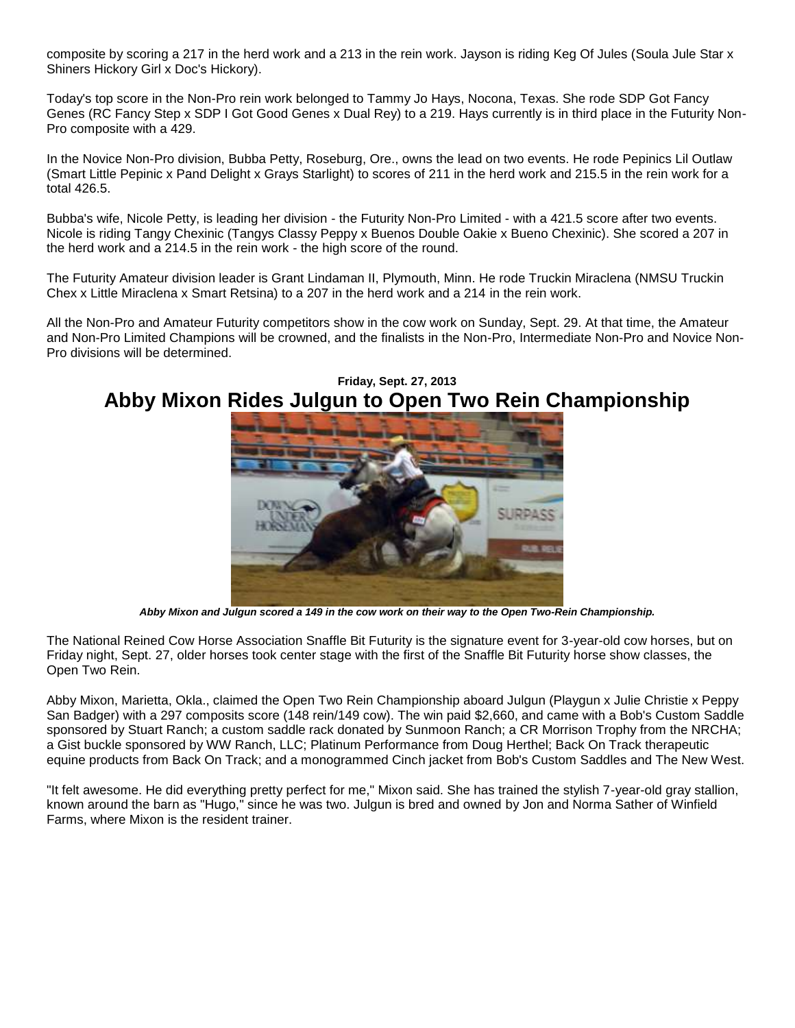composite by scoring a 217 in the herd work and a 213 in the rein work. Jayson is riding Keg Of Jules (Soula Jule Star x Shiners Hickory Girl x Doc's Hickory).

Today's top score in the Non-Pro rein work belonged to Tammy Jo Hays, Nocona, Texas. She rode SDP Got Fancy Genes (RC Fancy Step x SDP I Got Good Genes x Dual Rey) to a 219. Hays currently is in third place in the Futurity Non-Pro composite with a 429.

In the Novice Non-Pro division, Bubba Petty, Roseburg, Ore., owns the lead on two events. He rode Pepinics Lil Outlaw (Smart Little Pepinic x Pand Delight x Grays Starlight) to scores of 211 in the herd work and 215.5 in the rein work for a total 426.5.

Bubba's wife, Nicole Petty, is leading her division - the Futurity Non-Pro Limited - with a 421.5 score after two events. Nicole is riding Tangy Chexinic (Tangys Classy Peppy x Buenos Double Oakie x Bueno Chexinic). She scored a 207 in the herd work and a 214.5 in the rein work - the high score of the round.

The Futurity Amateur division leader is Grant Lindaman II, Plymouth, Minn. He rode Truckin Miraclena (NMSU Truckin Chex x Little Miraclena x Smart Retsina) to a 207 in the herd work and a 214 in the rein work.

All the Non-Pro and Amateur Futurity competitors show in the cow work on Sunday, Sept. 29. At that time, the Amateur and Non-Pro Limited Champions will be crowned, and the finalists in the Non-Pro, Intermediate Non-Pro and Novice Non-Pro divisions will be determined.

**Friday, Sept. 27, 2013**

## Abby Mixon Rides Julgun to Open Two Rein Championship

***Abby Mixon and Julgun scored a 149 in the cow work on their way to the Open Two-Rein Championship.***

The National Reined Cow Horse Association Snaffle Bit Futurity is the signature event for 3-year-old cow horses, but on Friday night, Sept. 27, older horses took center stage with the first of the Snaffle Bit Futurity horse show classes, the Open Two Rein.

Abby Mixon, Marietta, Okla., claimed the Open Two Rein Championship aboard Julgun (Playgun x Julie Christie x Peppy San Badger) with a 297 composits score (148 rein/149 cow). The win paid $2,660, and came with a Bob's Custom Saddle sponsored by Stuart Ranch; a custom saddle rack donated by Sunmoon Ranch; a CR Morrison Trophy from the NRCHA; a Gist buckle sponsored by WW Ranch, LLC; Platinum Performance from Doug Herthel; Back On Track therapeutic equine products from Back On Track; and a monogrammed Cinch jacket from Bob's Custom Saddles and The New West.

"It felt awesome. He did everything pretty perfect for me," Mixon said. She has trained the stylish 7-year-old gray stallion, known around the barn as "Hugo," since he was two. Julgun is bred and owned by Jon and Norma Sather of Winfield Farms, where Mixon is the resident trainer.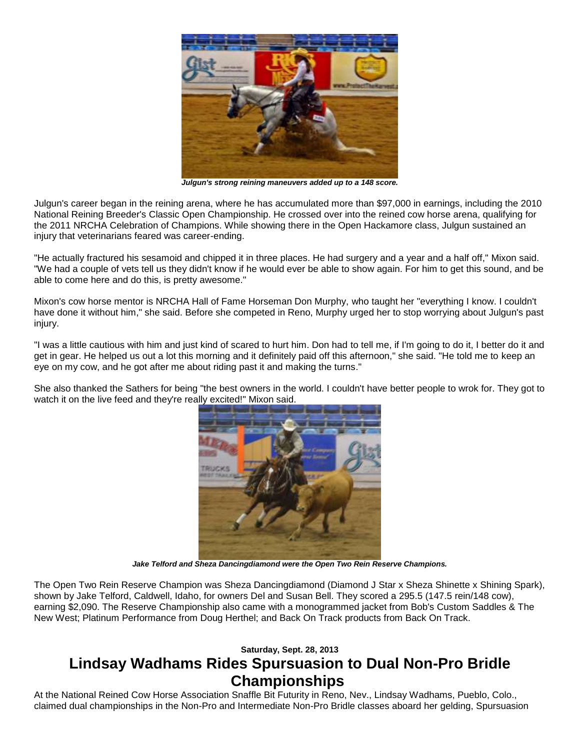*Julgun's strong reining maneuvers added up to a 148 score.*

Julgun's career began in the reining arena, where he has accumulated more than $97,000 in earnings, including the 2010 National Reining Breeder's Classic Open Championship. He crossed over into the reined cow horse arena, qualifying for the 2011 NRCHA Celebration of Champions. While showing there in the Open Hackamore class, Julgun sustained an injury that veterinarians feared was career-ending.

"He actually fractured his sesamoid and chipped it in three places. He had surgery and a year and a half off," Mixon said. "We had a couple of vets tell us they didn't know if he would ever be able to show again. For him to get this sound, and be able to come here and do this, is pretty awesome."

Mixon's cow horse mentor is NRCHA Hall of Fame Horseman Don Murphy, who taught her "everything I know. I couldn't have done it without him," she said. Before she competed in Reno, Murphy urged her to stop worrying about Julgun's past injury.

"I was a little cautious with him and just kind of scared to hurt him. Don had to tell me, if I'm going to do it, I better do it and get in gear. He helped us out a lot this morning and it definitely paid off this afternoon," she said. "He told me to keep an eye on my cow, and he got after me about riding past it and making the turns."

She also thanked the Sathers for being "the best owners in the world. I couldn't have better people to wrok for. They got to watch it on the live feed and they're really excited!" Mixon said.

*Jake Telford and Sheza Dancingdiamond were the Open Two Rein Reserve Champions.*

The Open Two Rein Reserve Champion was Sheza Dancingdiamond (Diamond J Star x Sheza Shinette x Shining Spark), shown by Jake Telford, Caldwell, Idaho, for owners Del and Susan Bell. They scored a 295.5 (147.5 rein/148 cow), earning $2,090. The Reserve Championship also came with a monogrammed jacket from Bob's Custom Saddles & The New West; Platinum Performance from Doug Herthel; and Back On Track products from Back On Track.

**Saturday, Sept. 28, 2013**

## Lindsay Wadhams Rides Spursuasion to Dual Non-Pro Bridle Championships

At the National Reined Cow Horse Association Snaffle Bit Futurity in Reno, Nev., Lindsay Wadhams, Pueblo, Colo., claimed dual championships in the Non-Pro and Intermediate Non-Pro Bridle classes aboard her gelding, Spursuasion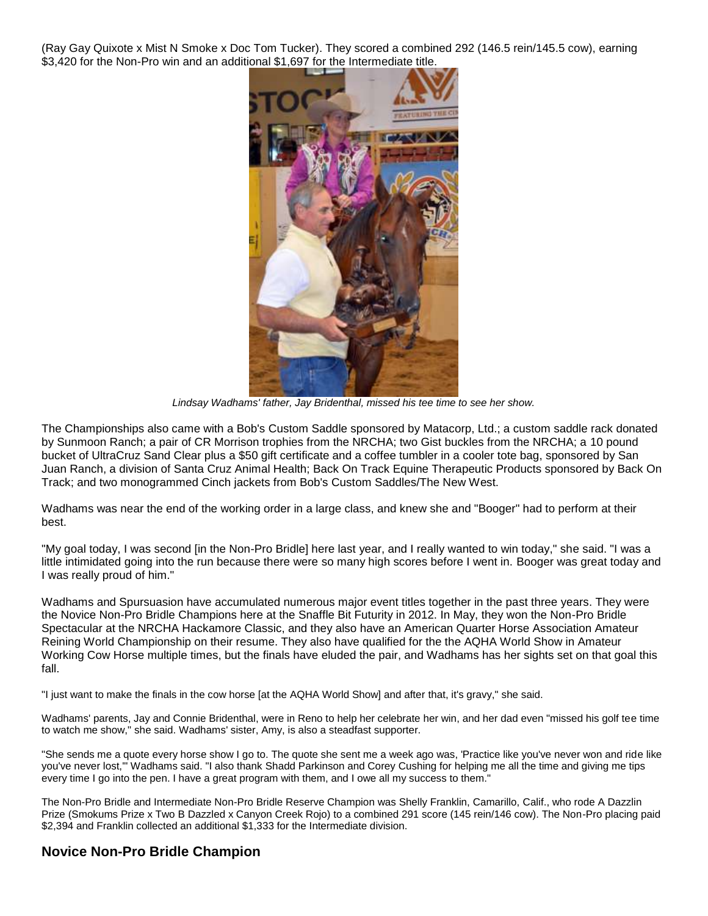(Ray Gay Quixote x Mist N Smoke x Doc Tom Tucker). They scored a combined 292 (146.5 rein/145.5 cow), earning $3,420 for the Non-Pro win and an additional $1,697 for the Intermediate title.

*Lindsay Wadhams' father, Jay Bridenthal, missed his tee time to see her show.*

The Championships also came with a Bob's Custom Saddle sponsored by Matacorp, Ltd.; a custom saddle rack donated by Sunmoon Ranch; a pair of CR Morrison trophies from the NRCHA; two Gist buckles from the NRCHA; a 10 pound bucket of UltraCruz Sand Clear plus a $50 gift certificate and a coffee tumbler in a cooler tote bag, sponsored by San Juan Ranch, a division of Santa Cruz Animal Health; Back On Track Equine Therapeutic Products sponsored by Back On Track; and two monogrammed Cinch jackets from Bob's Custom Saddles/The New West.

Wadhams was near the end of the working order in a large class, and knew she and "Booger" had to perform at their best.

"My goal today, I was second [in the Non-Pro Bridle] here last year, and I really wanted to win today," she said. "I was a little intimidated going into the run because there were so many high scores before I went in. Booger was great today and I was really proud of him."

Wadhams and Spursuasion have accumulated numerous major event titles together in the past three years. They were the Novice Non-Pro Bridle Champions here at the Snaffle Bit Futurity in 2012. In May, they won the Non-Pro Bridle Spectacular at the NRCHA Hackamore Classic, and they also have an American Quarter Horse Association Amateur Reining World Championship on their resume. They also have qualified for the the AQHA World Show in Amateur Working Cow Horse multiple times, but the finals have eluded the pair, and Wadhams has her sights set on that goal this fall.

"I just want to make the finals in the cow horse [at the AQHA World Show] and after that, it's gravy," she said.

Wadhams' parents, Jay and Connie Bridenthal, were in Reno to help her celebrate her win, and her dad even "missed his golf tee time to watch me show," she said. Wadhams' sister, Amy, is also a steadfast supporter.

"She sends me a quote every horse show I go to. The quote she sent me a week ago was, 'Practice like you've never won and ride like you've never lost,'" Wadhams said. "I also thank Shadd Parkinson and Corey Cushing for helping me all the time and giving me tips every time I go into the pen. I have a great program with them, and I owe all my success to them."

The Non-Pro Bridle and Intermediate Non-Pro Bridle Reserve Champion was Shelly Franklin, Camarillo, Calif., who rode A Dazzlin Prize (Smokums Prize x Two B Dazzled x Canyon Creek Rojo) to a combined 291 score (145 rein/146 cow). The Non-Pro placing paid $2,394 and Franklin collected an additional $1,333 for the Intermediate division.

## Novice Non-Pro Bridle Champion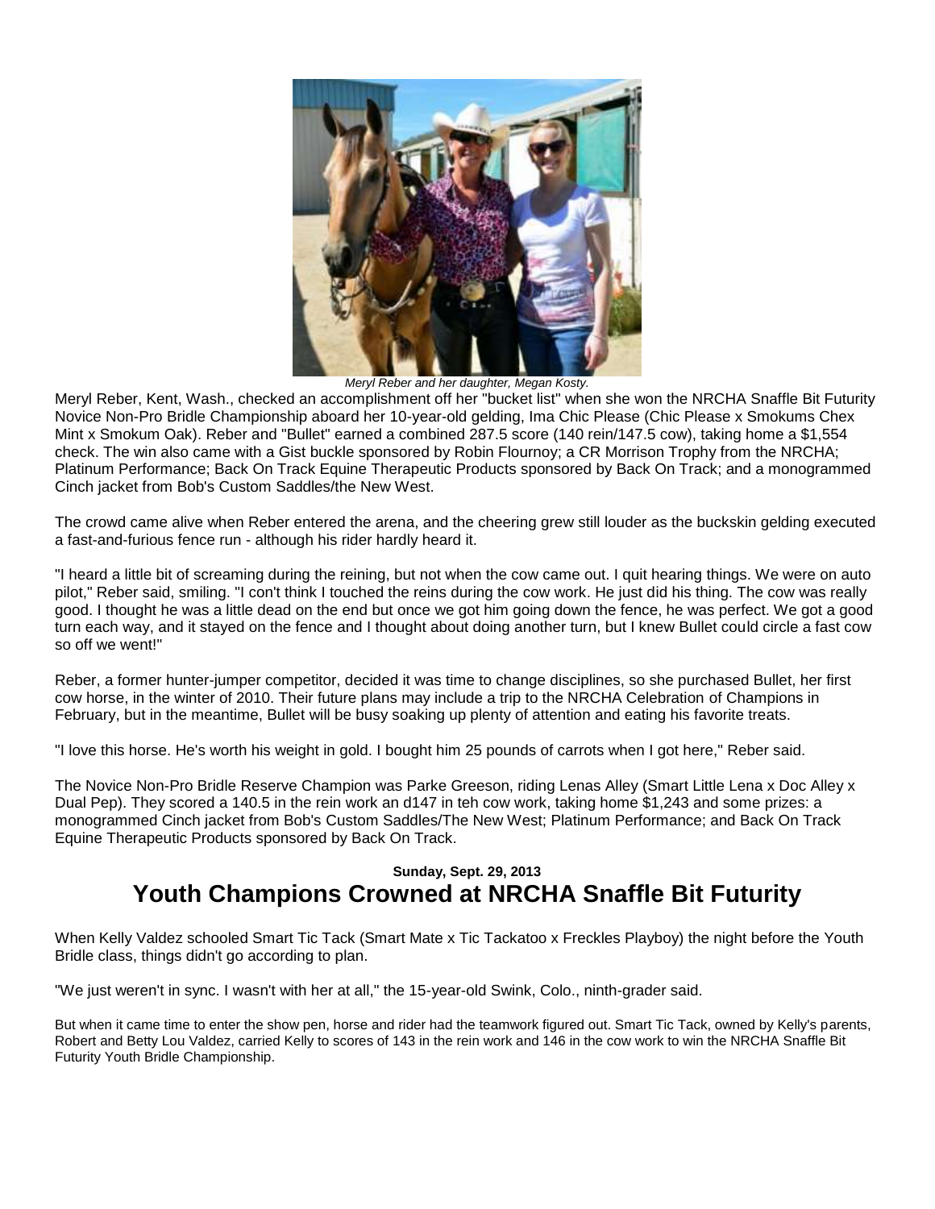*Meryl Reber and her daughter, Megan Kosty.*

Meryl Reber, Kent, Wash., checked an accomplishment off her "bucket list" when she won the NRCHA Snaffle Bit Futurity Novice Non-Pro Bridle Championship aboard her 10-year-old gelding, Ima Chic Please (Chic Please x Smokums Chex Mint x Smokum Oak). Reber and "Bullet" earned a combined 287.5 score (140 rein/147.5 cow), taking home a $1,554 check. The win also came with a Gist buckle sponsored by Robin Flournoy; a CR Morrison Trophy from the NRCHA; Platinum Performance; Back On Track Equine Therapeutic Products sponsored by Back On Track; and a monogrammed Cinch jacket from Bob's Custom Saddles/the New West.

The crowd came alive when Reber entered the arena, and the cheering grew still louder as the buckskin gelding executed a fast-and-furious fence run - although his rider hardly heard it.

"I heard a little bit of screaming during the reining, but not when the cow came out. I quit hearing things. We were on auto pilot," Reber said, smiling. "I con't think I touched the reins during the cow work. He just did his thing. The cow was really good. I thought he was a little dead on the end but once we got him going down the fence, he was perfect. We got a good turn each way, and it stayed on the fence and I thought about doing another turn, but I knew Bullet could circle a fast cow so off we went!"

Reber, a former hunter-jumper competitor, decided it was time to change disciplines, so she purchased Bullet, her first cow horse, in the winter of 2010. Their future plans may include a trip to the NRCHA Celebration of Champions in February, but in the meantime, Bullet will be busy soaking up plenty of attention and eating his favorite treats.

"I love this horse. He's worth his weight in gold. I bought him 25 pounds of carrots when I got here," Reber said.

The Novice Non-Pro Bridle Reserve Champion was Parke Greeson, riding Lenas Alley (Smart Little Lena x Doc Alley x Dual Pep). They scored a 140.5 in the rein work an d147 in teh cow work, taking home $1,243 and some prizes: a monogrammed Cinch jacket from Bob's Custom Saddles/The New West; Platinum Performance; and Back On Track Equine Therapeutic Products sponsored by Back On Track.

**Sunday, Sept. 29, 2013**

## Youth Champions Crowned at NRCHA Snaffle Bit Futurity

When Kelly Valdez schooled Smart Tic Tack (Smart Mate x Tic Tackatoo x Freckles Playboy) the night before the Youth Bridle class, things didn't go according to plan.

"We just weren't in sync. I wasn't with her at all," the 15-year-old Swink, Colo., ninth-grader said.

But when it came time to enter the show pen, horse and rider had the teamwork figured out. Smart Tic Tack, owned by Kelly's parents, Robert and Betty Lou Valdez, carried Kelly to scores of 143 in the rein work and 146 in the cow work to win the NRCHA Snaffle Bit Futurity Youth Bridle Championship.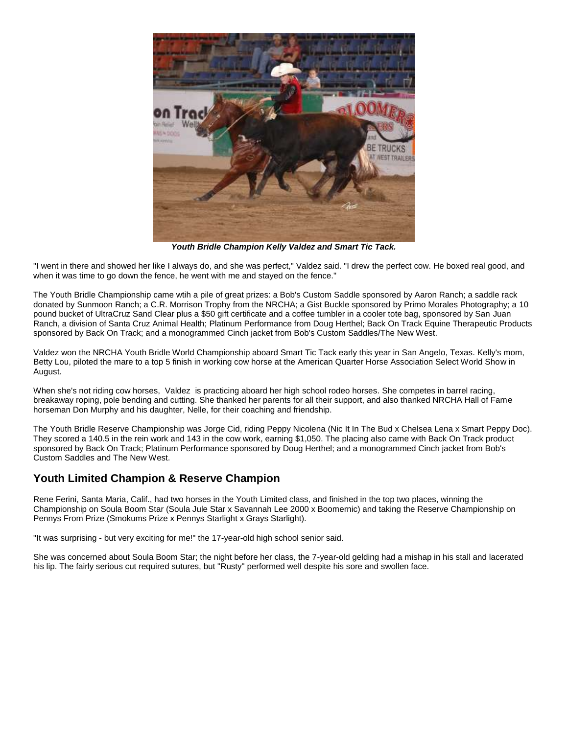***Youth Bridle Champion Kelly Valdez and Smart Tic Tack.***

"I went in there and showed her like I always do, and she was perfect," Valdez said. "I drew the perfect cow. He boxed real good, and when it was time to go down the fence, he went with me and stayed on the fence."

The Youth Bridle Championship came wtih a pile of great prizes: a Bob's Custom Saddle sponsored by Aaron Ranch; a saddle rack donated by Sunmoon Ranch; a C.R. Morrison Trophy from the NRCHA; a Gist Buckle sponsored by Primo Morales Photography; a 10 pound bucket of UltraCruz Sand Clear plus a $50 gift certificate and a coffee tumbler in a cooler tote bag, sponsored by San Juan Ranch, a division of Santa Cruz Animal Health; Platinum Performance from Doug Herthel; Back On Track Equine Therapeutic Products sponsored by Back On Track; and a monogrammed Cinch jacket from Bob's Custom Saddles/The New West.

Valdez won the NRCHA Youth Bridle World Championship aboard Smart Tic Tack early this year in San Angelo, Texas. Kelly's mom, Betty Lou, piloted the mare to a top 5 finish in working cow horse at the American Quarter Horse Association Select World Show in August.

When she's not riding cow horses, Valdez is practicing aboard her high school rodeo horses. She competes in barrel racing, breakaway roping, pole bending and cutting. She thanked her parents for all their support, and also thanked NRCHA Hall of Fame horseman Don Murphy and his daughter, Nelle, for their coaching and friendship.

The Youth Bridle Reserve Championship was Jorge Cid, riding Peppy Nicolena (Nic It In The Bud x Chelsea Lena x Smart Peppy Doc). They scored a 140.5 in the rein work and 143 in the cow work, earning $1,050. The placing also came with Back On Track product sponsored by Back On Track; Platinum Performance sponsored by Doug Herthel; and a monogrammed Cinch jacket from Bob's Custom Saddles and The New West.

## Youth Limited Champion & Reserve Champion

Rene Ferini, Santa Maria, Calif., had two horses in the Youth Limited class, and finished in the top two places, winning the Championship on Soula Boom Star (Soula Jule Star x Savannah Lee 2000 x Boomernic) and taking the Reserve Championship on Pennys From Prize (Smokums Prize x Pennys Starlight x Grays Starlight).

"It was surprising - but very exciting for me!" the 17-year-old high school senior said.

She was concerned about Soula Boom Star; the night before her class, the 7-year-old gelding had a mishap in his stall and lacerated his lip. The fairly serious cut required sutures, but "Rusty" performed well despite his sore and swollen face.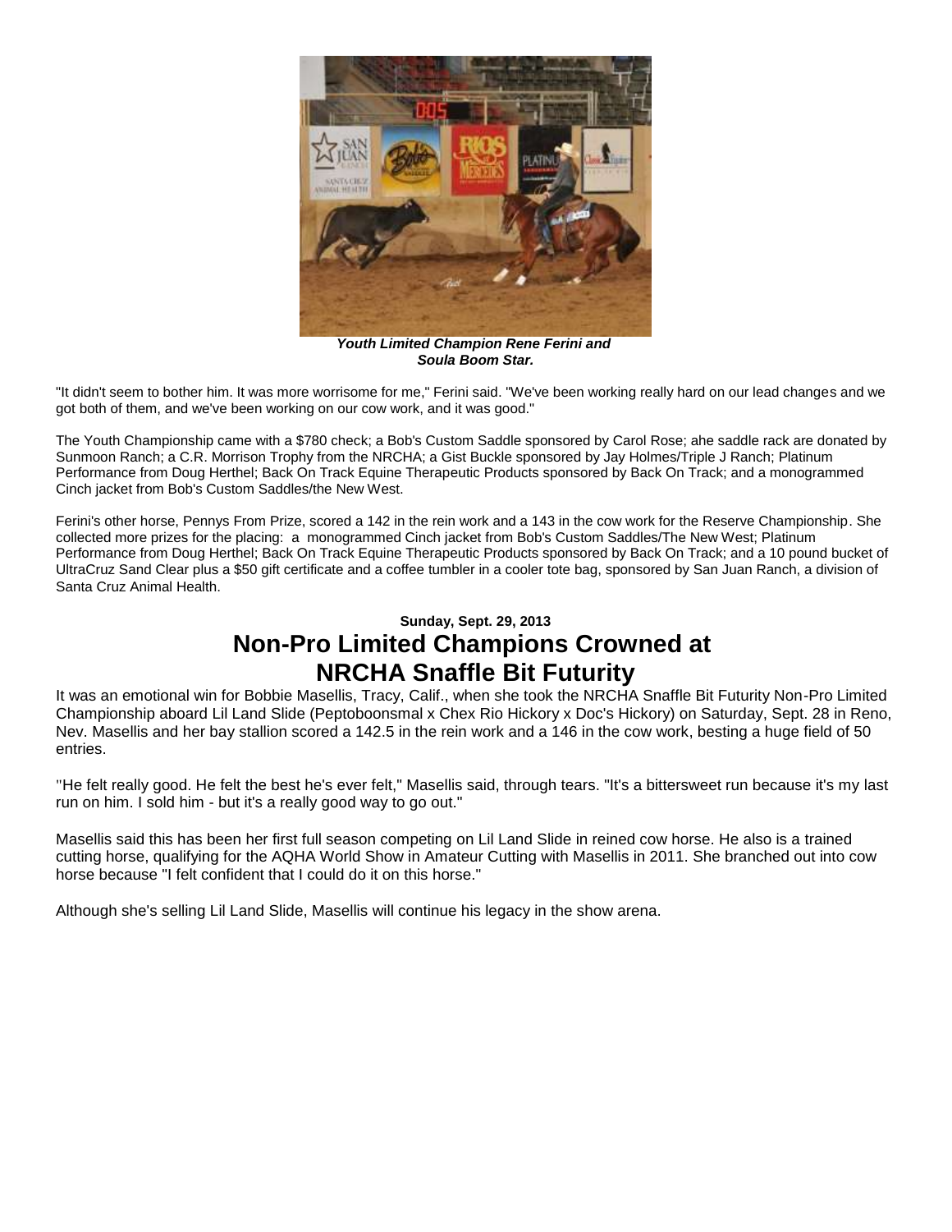***Youth Limited Champion Rene Ferini and Soula Boom Star.***

"It didn't seem to bother him. It was more worrisome for me," Ferini said. "We've been working really hard on our lead changes and we got both of them, and we've been working on our cow work, and it was good."

The Youth Championship came with a $780 check; a Bob's Custom Saddle sponsored by Carol Rose; ahe saddle rack are donated by Sunmoon Ranch; a C.R. Morrison Trophy from the NRCHA; a Gist Buckle sponsored by Jay Holmes/Triple J Ranch; Platinum Performance from Doug Herthel; Back On Track Equine Therapeutic Products sponsored by Back On Track; and a monogrammed Cinch jacket from Bob's Custom Saddles/the New West.

Ferini's other horse, Pennys From Prize, scored a 142 in the rein work and a 143 in the cow work for the Reserve Championship. She collected more prizes for the placing: a monogrammed Cinch jacket from Bob's Custom Saddles/The New West; Platinum Performance from Doug Herthel; Back On Track Equine Therapeutic Products sponsored by Back On Track; and a 10 pound bucket of UltraCruz Sand Clear plus a $50 gift certificate and a coffee tumbler in a cooler tote bag, sponsored by San Juan Ranch, a division of Santa Cruz Animal Health.

**Sunday, Sept. 29, 2013**

## Non-Pro Limited Champions Crowned at NRCHA Snaffle Bit Futurity

It was an emotional win for Bobbie Masellis, Tracy, Calif., when she took the NRCHA Snaffle Bit Futurity Non-Pro Limited Championship aboard Lil Land Slide (Peptoboonsmal x Chex Rio Hickory x Doc's Hickory) on Saturday, Sept. 28 in Reno, Nev. Masellis and her bay stallion scored a 142.5 in the rein work and a 146 in the cow work, besting a huge field of 50 entries.

"He felt really good. He felt the best he's ever felt," Masellis said, through tears. "It's a bittersweet run because it's my last run on him. I sold him - but it's a really good way to go out."

Masellis said this has been her first full season competing on Lil Land Slide in reined cow horse. He also is a trained cutting horse, qualifying for the AQHA World Show in Amateur Cutting with Masellis in 2011. She branched out into cow horse because "I felt confident that I could do it on this horse."

Although she's selling Lil Land Slide, Masellis will continue his legacy in the show arena.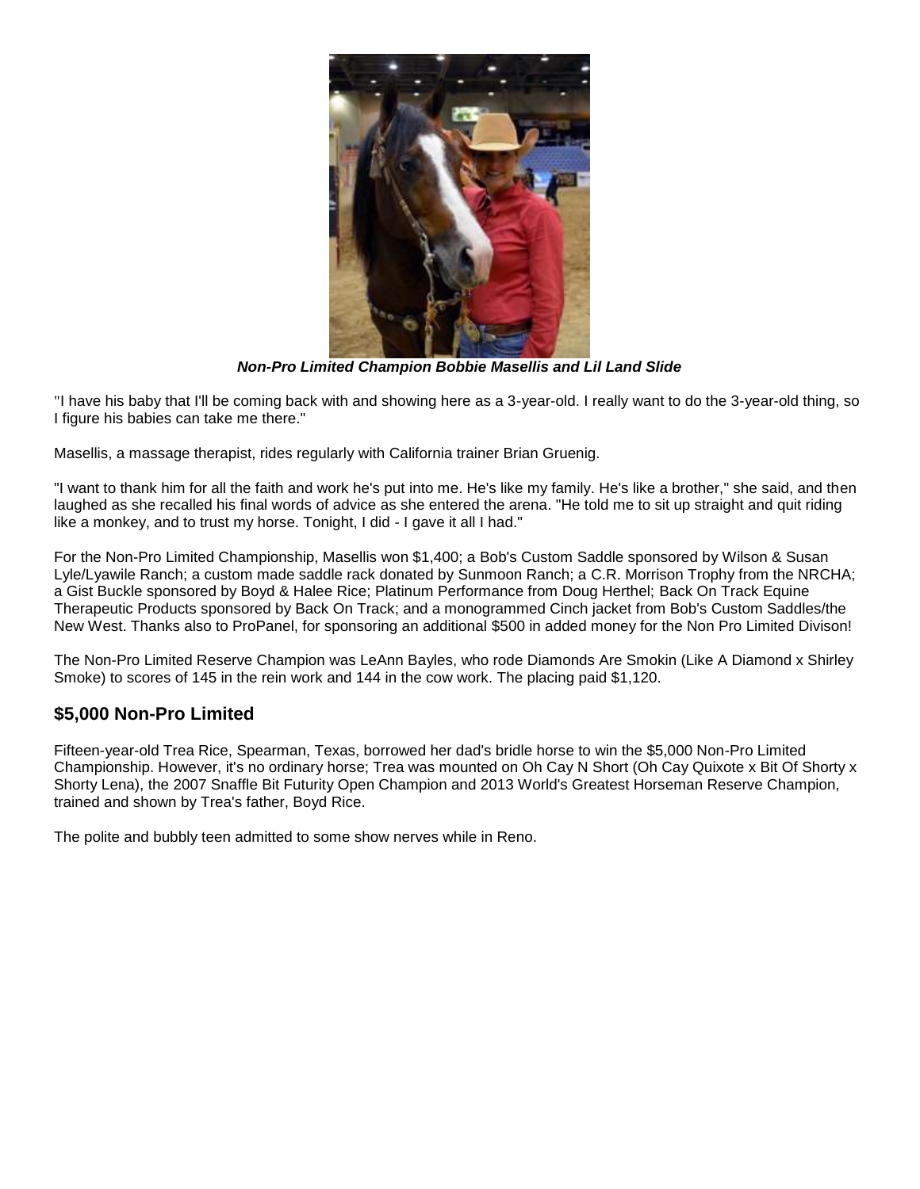***Non-Pro Limited Champion Bobbie Masellis and Lil Land Slide***

"I have his baby that I'll be coming back with and showing here as a 3-year-old. I really want to do the 3-year-old thing, so I figure his babies can take me there."

Masellis, a massage therapist, rides regularly with California trainer Brian Gruenig.

"I want to thank him for all the faith and work he's put into me. He's like my family. He's like a brother," she said, and then laughed as she recalled his final words of advice as she entered the arena. "He told me to sit up straight and quit riding like a monkey, and to trust my horse. Tonight, I did - I gave it all I had."

For the Non-Pro Limited Championship, Masellis won $1,400; a Bob's Custom Saddle sponsored by Wilson & Susan Lyle/Lyawile Ranch; a custom made saddle rack donated by Sunmoon Ranch; a C.R. Morrison Trophy from the NRCHA; a Gist Buckle sponsored by Boyd & Halee Rice; Platinum Performance from Doug Herthel; Back On Track Equine Therapeutic Products sponsored by Back On Track; and a monogrammed Cinch jacket from Bob's Custom Saddles/the New West. Thanks also to ProPanel, for sponsoring an additional $500 in added money for the Non Pro Limited Divison!

The Non-Pro Limited Reserve Champion was LeAnn Bayles, who rode Diamonds Are Smokin (Like A Diamond x Shirley Smoke) to scores of 145 in the rein work and 144 in the cow work. The placing paid $1,120.

## $5,000 Non-Pro Limited

Fifteen-year-old Trea Rice, Spearman, Texas, borrowed her dad's bridle horse to win the $5,000 Non-Pro Limited Championship. However, it's no ordinary horse; Trea was mounted on Oh Cay N Short (Oh Cay Quixote x Bit Of Shorty x Shorty Lena), the 2007 Snaffle Bit Futurity Open Champion and 2013 World's Greatest Horseman Reserve Champion, trained and shown by Trea's father, Boyd Rice.

The polite and bubbly teen admitted to some show nerves while in Reno.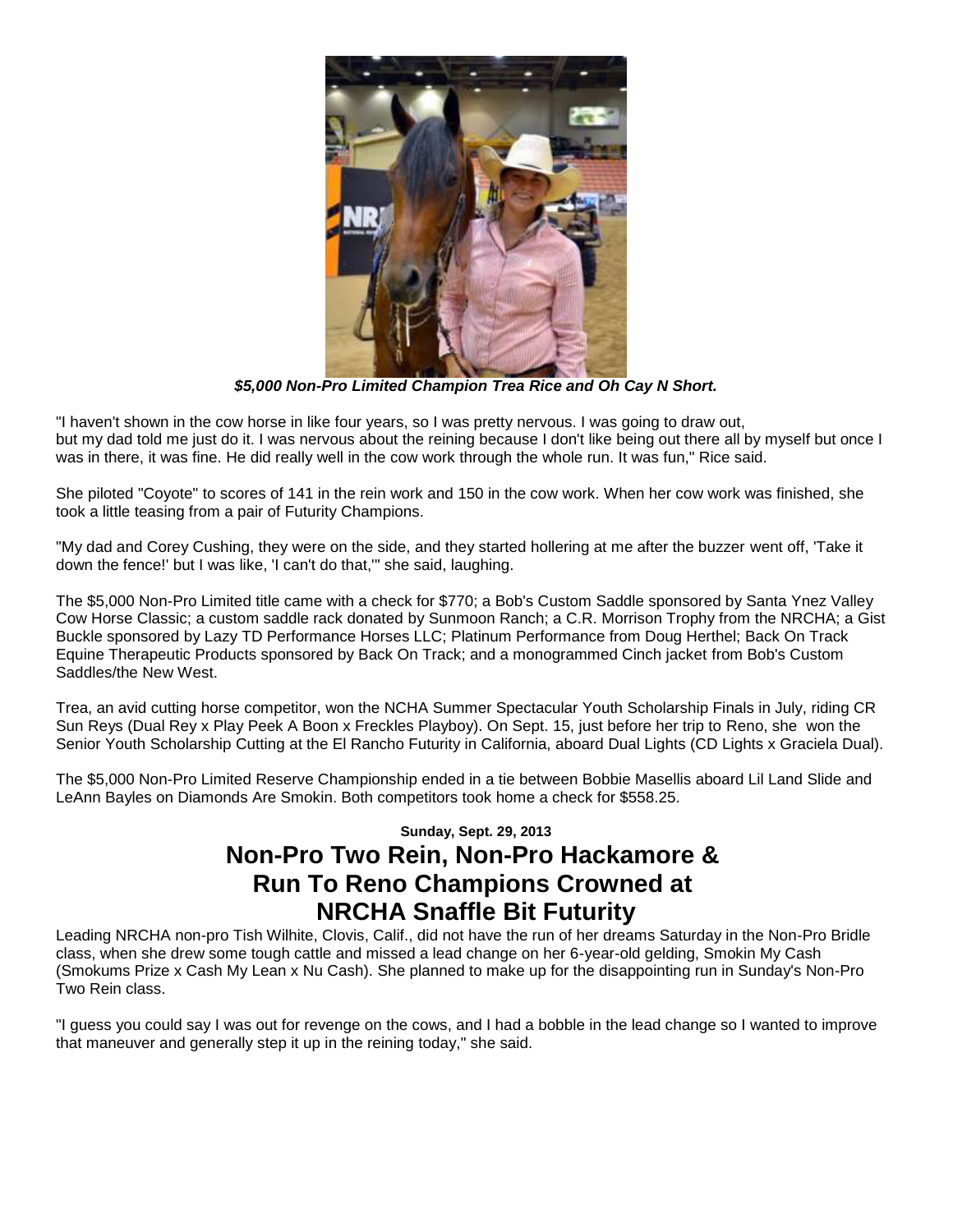***$5,000 Non-Pro Limited Champion Trea Rice and Oh Cay N Short.***

"I haven't shown in the cow horse in like four years, so I was pretty nervous. I was going to draw out, but my dad told me just do it. I was nervous about the reining because I don't like being out there all by myself but once I was in there, it was fine. He did really well in the cow work through the whole run. It was fun," Rice said.

She piloted "Coyote" to scores of 141 in the rein work and 150 in the cow work. When her cow work was finished, she took a little teasing from a pair of Futurity Champions.

"My dad and Corey Cushing, they were on the side, and they started hollering at me after the buzzer went off, 'Take it down the fence!' but I was like, 'I can't do that,'" she said, laughing.

The $5,000 Non-Pro Limited title came with a check for $770; a Bob's Custom Saddle sponsored by Santa Ynez Valley Cow Horse Classic; a custom saddle rack donated by Sunmoon Ranch; a C.R. Morrison Trophy from the NRCHA; a Gist Buckle sponsored by Lazy TD Performance Horses LLC; Platinum Performance from Doug Herthel; Back On Track Equine Therapeutic Products sponsored by Back On Track; and a monogrammed Cinch jacket from Bob's Custom Saddles/the New West.

Trea, an avid cutting horse competitor, won the NCHA Summer Spectacular Youth Scholarship Finals in July, riding CR Sun Reys (Dual Rey x Play Peek A Boon x Freckles Playboy). On Sept. 15, just before her trip to Reno, she won the Senior Youth Scholarship Cutting at the El Rancho Futurity in California, aboard Dual Lights (CD Lights x Graciela Dual).

The $5,000 Non-Pro Limited Reserve Championship ended in a tie between Bobbie Masellis aboard Lil Land Slide and LeAnn Bayles on Diamonds Are Smokin. Both competitors took home a check for $558.25.

**Sunday, Sept. 29, 2013**

## Non-Pro Two Rein, Non-Pro Hackamore & Run To Reno Champions Crowned at NRCHA Snaffle Bit Futurity

Leading NRCHA non-pro Tish Wilhite, Clovis, Calif., did not have the run of her dreams Saturday in the Non-Pro Bridle class, when she drew some tough cattle and missed a lead change on her 6-year-old gelding, Smokin My Cash (Smokums Prize x Cash My Lean x Nu Cash). She planned to make up for the disappointing run in Sunday's Non-Pro Two Rein class.

"I guess you could say I was out for revenge on the cows, and I had a bobble in the lead change so I wanted to improve that maneuver and generally step it up in the reining today," she said.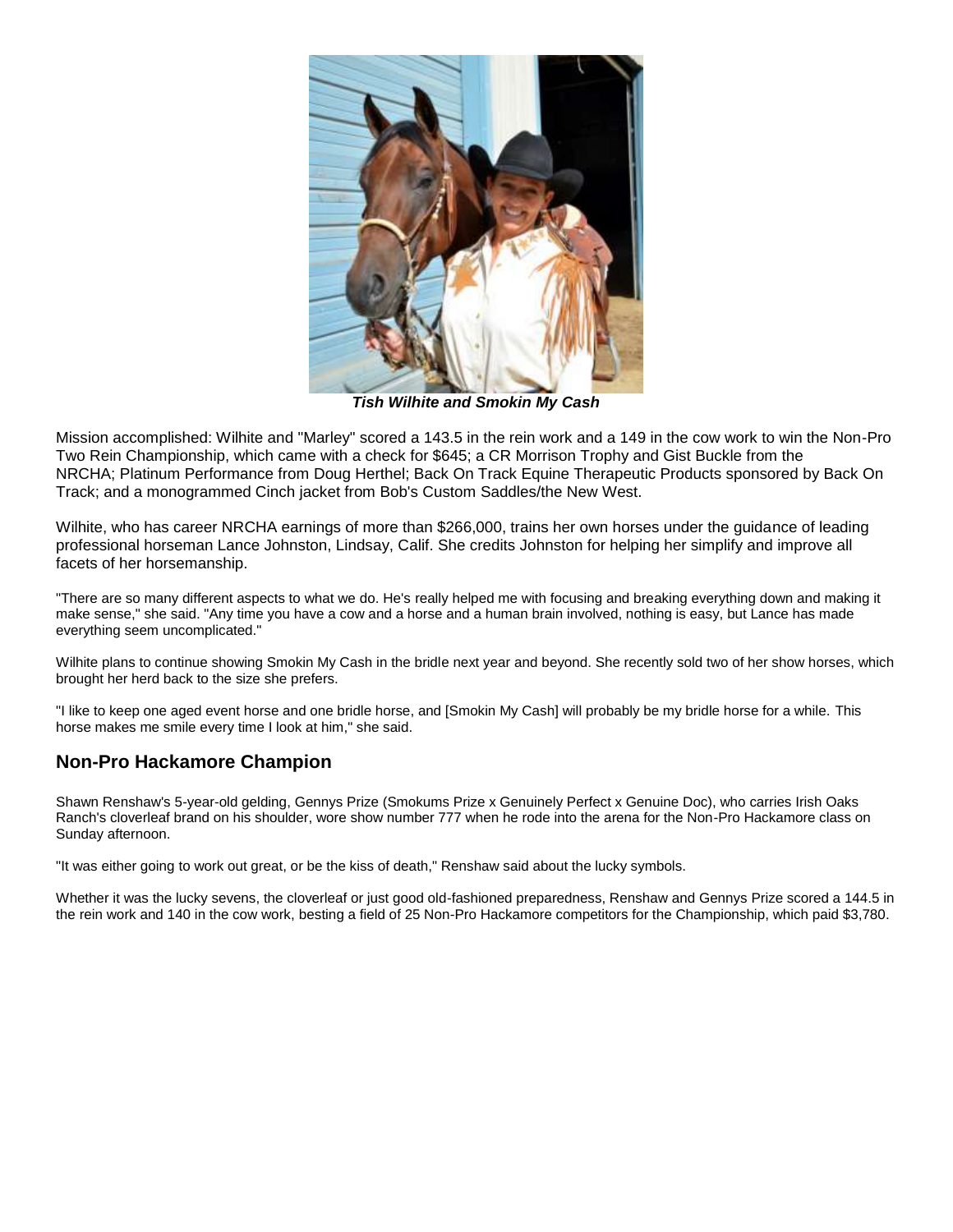*Tish Wilhite and Smokin My Cash*

Mission accomplished: Wilhite and "Marley" scored a 143.5 in the rein work and a 149 in the cow work to win the Non-Pro Two Rein Championship, which came with a check for $645; a CR Morrison Trophy and Gist Buckle from the NRCHA; Platinum Performance from Doug Herthel; Back On Track Equine Therapeutic Products sponsored by Back On Track; and a monogrammed Cinch jacket from Bob's Custom Saddles/the New West.

Wilhite, who has career NRCHA earnings of more than $266,000, trains her own horses under the guidance of leading professional horseman Lance Johnston, Lindsay, Calif. She credits Johnston for helping her simplify and improve all facets of her horsemanship.

"There are so many different aspects to what we do. He's really helped me with focusing and breaking everything down and making it make sense," she said. "Any time you have a cow and a horse and a human brain involved, nothing is easy, but Lance has made everything seem uncomplicated."

Wilhite plans to continue showing Smokin My Cash in the bridle next year and beyond. She recently sold two of her show horses, which brought her herd back to the size she prefers.

"I like to keep one aged event horse and one bridle horse, and [Smokin My Cash] will probably be my bridle horse for a while. This horse makes me smile every time I look at him," she said.

## Non-Pro Hackamore Champion

Shawn Renshaw's 5-year-old gelding, Gennys Prize (Smokums Prize x Genuinely Perfect x Genuine Doc), who carries Irish Oaks Ranch's cloverleaf brand on his shoulder, wore show number 777 when he rode into the arena for the Non-Pro Hackamore class on Sunday afternoon.

"It was either going to work out great, or be the kiss of death," Renshaw said about the lucky symbols.

Whether it was the lucky sevens, the cloverleaf or just good old-fashioned preparedness, Renshaw and Gennys Prize scored a 144.5 in the rein work and 140 in the cow work, besting a field of 25 Non-Pro Hackamore competitors for the Championship, which paid $3,780.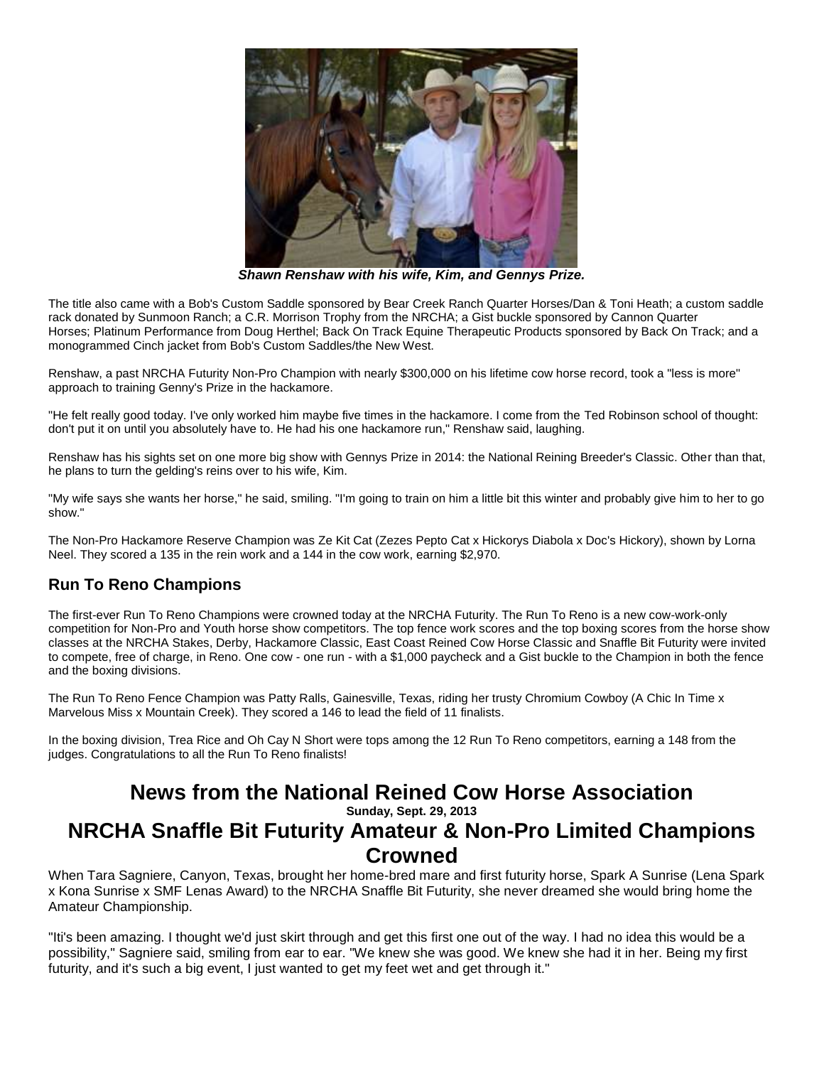*Shawn Renshaw with his wife, Kim, and Gennys Prize.*

The title also came with a Bob's Custom Saddle sponsored by Bear Creek Ranch Quarter Horses/Dan & Toni Heath; a custom saddle rack donated by Sunmoon Ranch; a C.R. Morrison Trophy from the NRCHA; a Gist buckle sponsored by Cannon Quarter Horses; Platinum Performance from Doug Herthel; Back On Track Equine Therapeutic Products sponsored by Back On Track; and a monogrammed Cinch jacket from Bob's Custom Saddles/the New West.

Renshaw, a past NRCHA Futurity Non-Pro Champion with nearly $300,000 on his lifetime cow horse record, took a "less is more" approach to training Genny's Prize in the hackamore.

"He felt really good today. I've only worked him maybe five times in the hackamore. I come from the Ted Robinson school of thought: don't put it on until you absolutely have to. He had his one hackamore run," Renshaw said, laughing.

Renshaw has his sights set on one more big show with Gennys Prize in 2014: the National Reining Breeder's Classic. Other than that, he plans to turn the gelding's reins over to his wife, Kim.

"My wife says she wants her horse," he said, smiling. "I'm going to train on him a little bit this winter and probably give him to her to go show."

The Non-Pro Hackamore Reserve Champion was Ze Kit Cat (Zezes Pepto Cat x Hickorys Diabola x Doc's Hickory), shown by Lorna Neel. They scored a 135 in the rein work and a 144 in the cow work, earning $2,970.

## Run To Reno Champions

The first-ever Run To Reno Champions were crowned today at the NRCHA Futurity. The Run To Reno is a new cow-work-only competition for Non-Pro and Youth horse show competitors. The top fence work scores and the top boxing scores from the horse show classes at the NRCHA Stakes, Derby, Hackamore Classic, East Coast Reined Cow Horse Classic and Snaffle Bit Futurity were invited to compete, free of charge, in Reno. One cow - one run - with a $1,000 paycheck and a Gist buckle to the Champion in both the fence and the boxing divisions.

The Run To Reno Fence Champion was Patty Ralls, Gainesville, Texas, riding her trusty Chromium Cowboy (A Chic In Time x Marvelous Miss x Mountain Creek). They scored a 146 to lead the field of 11 finalists.

In the boxing division, Trea Rice and Oh Cay N Short were tops among the 12 Run To Reno competitors, earning a 148 from the judges. Congratulations to all the Run To Reno finalists!

# News from the National Reined Cow Horse Association

**Sunday, Sept. 29, 2013**

# NRCHA Snaffle Bit Futurity Amateur & Non-Pro Limited Champions Crowned

When Tara Sagniere, Canyon, Texas, brought her home-bred mare and first futurity horse, Spark A Sunrise (Lena Spark x Kona Sunrise x SMF Lenas Award) to the NRCHA Snaffle Bit Futurity, she never dreamed she would bring home the Amateur Championship.

"Iti's been amazing. I thought we'd just skirt through and get this first one out of the way. I had no idea this would be a possibility," Sagniere said, smiling from ear to ear. "We knew she was good. We knew she had it in her. Being my first futurity, and it's such a big event, I just wanted to get my feet wet and get through it."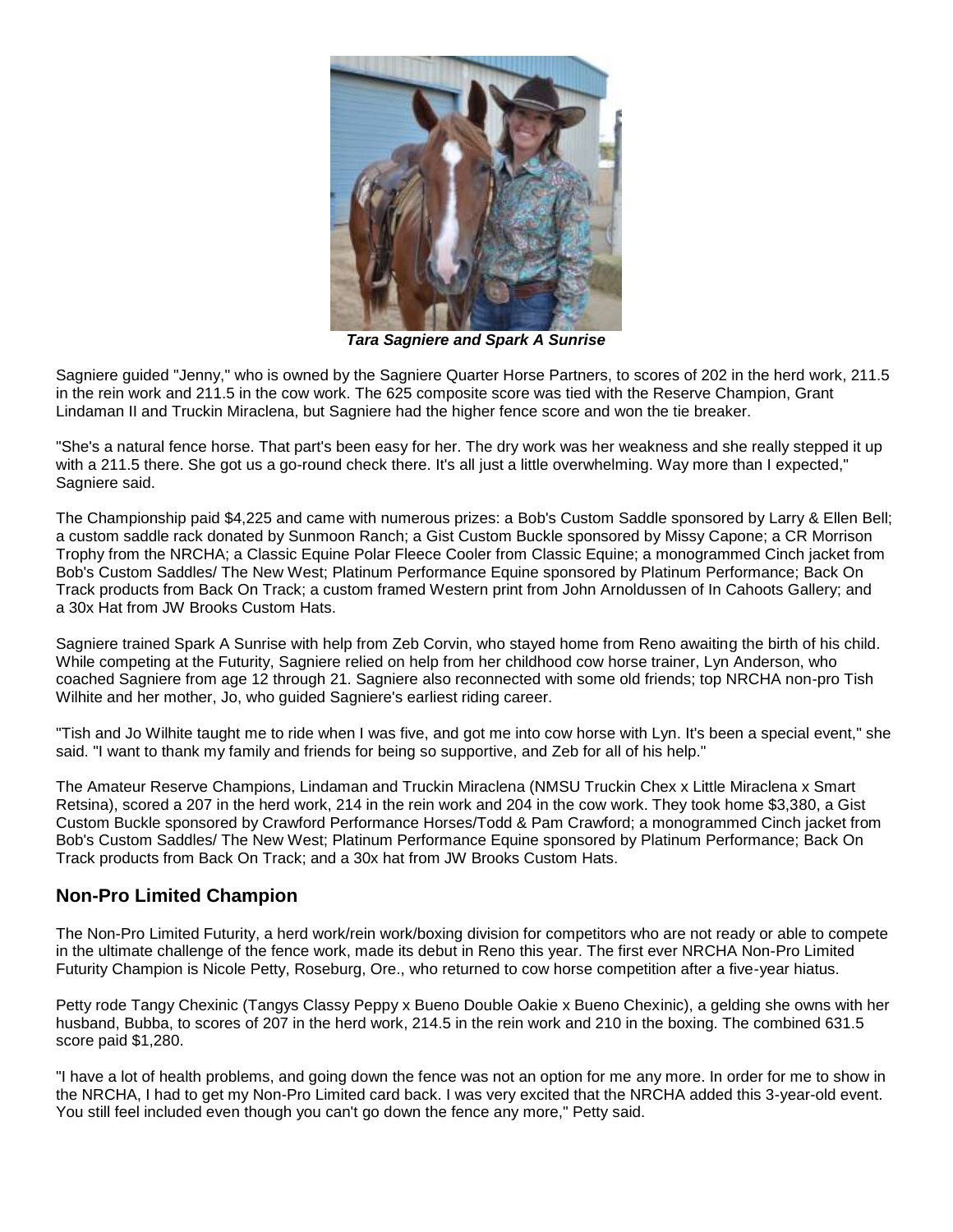***Tara Sagniere and Spark A Sunrise***

Sagniere guided "Jenny," who is owned by the Sagniere Quarter Horse Partners, to scores of 202 in the herd work, 211.5 in the rein work and 211.5 in the cow work. The 625 composite score was tied with the Reserve Champion, Grant Lindaman II and Truckin Miraclena, but Sagniere had the higher fence score and won the tie breaker.

"She's a natural fence horse. That part's been easy for her. The dry work was her weakness and she really stepped it up with a 211.5 there. She got us a go-round check there. It's all just a little overwhelming. Way more than I expected," Sagniere said.

The Championship paid $4,225 and came with numerous prizes: a Bob's Custom Saddle sponsored by Larry & Ellen Bell; a custom saddle rack donated by Sunmoon Ranch; a Gist Custom Buckle sponsored by Missy Capone; a CR Morrison Trophy from the NRCHA; a Classic Equine Polar Fleece Cooler from Classic Equine; a monogrammed Cinch jacket from Bob's Custom Saddles/ The New West; Platinum Performance Equine sponsored by Platinum Performance; Back On Track products from Back On Track; a custom framed Western print from John Arnoldussen of In Cahoots Gallery; and a 30x Hat from JW Brooks Custom Hats.

Sagniere trained Spark A Sunrise with help from Zeb Corvin, who stayed home from Reno awaiting the birth of his child. While competing at the Futurity, Sagniere relied on help from her childhood cow horse trainer, Lyn Anderson, who coached Sagniere from age 12 through 21. Sagniere also reconnected with some old friends; top NRCHA non-pro Tish Wilhite and her mother, Jo, who guided Sagniere's earliest riding career.

"Tish and Jo Wilhite taught me to ride when I was five, and got me into cow horse with Lyn. It's been a special event," she said. "I want to thank my family and friends for being so supportive, and Zeb for all of his help."

The Amateur Reserve Champions, Lindaman and Truckin Miraclena (NMSU Truckin Chex x Little Miraclena x Smart Retsina), scored a 207 in the herd work, 214 in the rein work and 204 in the cow work. They took home $3,380, a Gist Custom Buckle sponsored by Crawford Performance Horses/Todd & Pam Crawford; a monogrammed Cinch jacket from Bob's Custom Saddles/ The New West; Platinum Performance Equine sponsored by Platinum Performance; Back On Track products from Back On Track; and a 30x hat from JW Brooks Custom Hats.

## Non-Pro Limited Champion

The Non-Pro Limited Futurity, a herd work/rein work/boxing division for competitors who are not ready or able to compete in the ultimate challenge of the fence work, made its debut in Reno this year. The first ever NRCHA Non-Pro Limited Futurity Champion is Nicole Petty, Roseburg, Ore., who returned to cow horse competition after a five-year hiatus.

Petty rode Tangy Chexinic (Tangys Classy Peppy x Bueno Double Oakie x Bueno Chexinic), a gelding she owns with her husband, Bubba, to scores of 207 in the herd work, 214.5 in the rein work and 210 in the boxing. The combined 631.5 score paid $1,280.

"I have a lot of health problems, and going down the fence was not an option for me any more. In order for me to show in the NRCHA, I had to get my Non-Pro Limited card back. I was very excited that the NRCHA added this 3-year-old event. You still feel included even though you can't go down the fence any more," Petty said.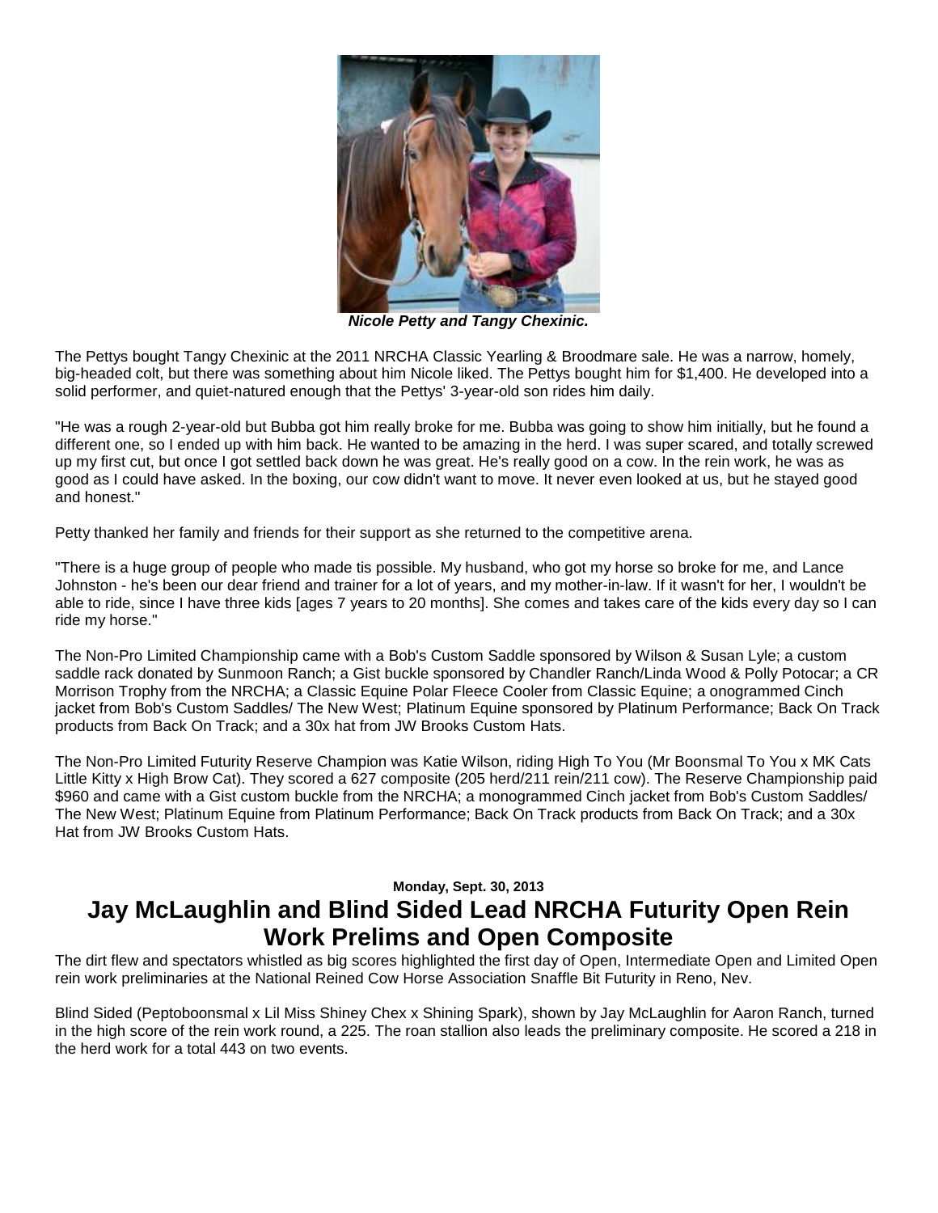*Nicole Petty and Tangy Chexinic.*

The Pettys bought Tangy Chexinic at the 2011 NRCHA Classic Yearling & Broodmare sale. He was a narrow, homely, big-headed colt, but there was something about him Nicole liked. The Pettys bought him for $1,400. He developed into a solid performer, and quiet-natured enough that the Pettys' 3-year-old son rides him daily.

"He was a rough 2-year-old but Bubba got him really broke for me. Bubba was going to show him initially, but he found a different one, so I ended up with him back. He wanted to be amazing in the herd. I was super scared, and totally screwed up my first cut, but once I got settled back down he was great. He's really good on a cow. In the rein work, he was as good as I could have asked. In the boxing, our cow didn't want to move. It never even looked at us, but he stayed good and honest."

Petty thanked her family and friends for their support as she returned to the competitive arena.

"There is a huge group of people who made tis possible. My husband, who got my horse so broke for me, and Lance Johnston - he's been our dear friend and trainer for a lot of years, and my mother-in-law. If it wasn't for her, I wouldn't be able to ride, since I have three kids [ages 7 years to 20 months]. She comes and takes care of the kids every day so I can ride my horse."

The Non-Pro Limited Championship came with a Bob's Custom Saddle sponsored by Wilson & Susan Lyle; a custom saddle rack donated by Sunmoon Ranch; a Gist buckle sponsored by Chandler Ranch/Linda Wood & Polly Potocar; a CR Morrison Trophy from the NRCHA; a Classic Equine Polar Fleece Cooler from Classic Equine; a onogrammed Cinch jacket from Bob's Custom Saddles/ The New West; Platinum Equine sponsored by Platinum Performance; Back On Track products from Back On Track; and a 30x hat from JW Brooks Custom Hats.

The Non-Pro Limited Futurity Reserve Champion was Katie Wilson, riding High To You (Mr Boonsmal To You x MK Cats Little Kitty x High Brow Cat). They scored a 627 composite (205 herd/211 rein/211 cow). The Reserve Championship paid $960 and came with a Gist custom buckle from the NRCHA; a monogrammed Cinch jacket from Bob's Custom Saddles/ The New West; Platinum Equine from Platinum Performance; Back On Track products from Back On Track; and a 30x Hat from JW Brooks Custom Hats.

**Monday, Sept. 30, 2013**

# Jay McLaughlin and Blind Sided Lead NRCHA Futurity Open Rein Work Prelims and Open Composite

The dirt flew and spectators whistled as big scores highlighted the first day of Open, Intermediate Open and Limited Open rein work preliminaries at the National Reined Cow Horse Association Snaffle Bit Futurity in Reno, Nev.

Blind Sided (Peptoboonsmal x Lil Miss Shiney Chex x Shining Spark), shown by Jay McLaughlin for Aaron Ranch, turned in the high score of the rein work round, a 225. The roan stallion also leads the preliminary composite. He scored a 218 in the herd work for a total 443 on two events.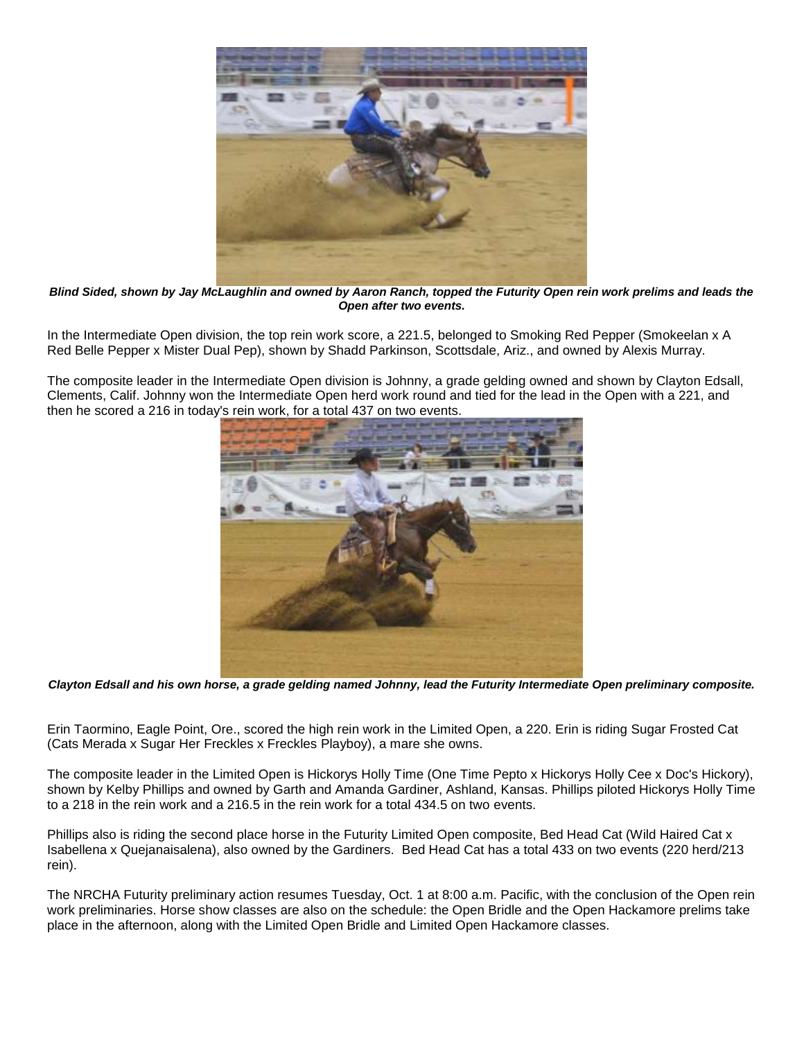***Blind Sided, shown by Jay McLaughlin and owned by Aaron Ranch, topped the Futurity Open rein work prelims and leads the Open after two events.***

In the Intermediate Open division, the top rein work score, a 221.5, belonged to Smoking Red Pepper (Smokeelan x A Red Belle Pepper x Mister Dual Pep), shown by Shadd Parkinson, Scottsdale, Ariz., and owned by Alexis Murray.

The composite leader in the Intermediate Open division is Johnny, a grade gelding owned and shown by Clayton Edsall, Clements, Calif. Johnny won the Intermediate Open herd work round and tied for the lead in the Open with a 221, and then he scored a 216 in today's rein work, for a total 437 on two events.

***Clayton Edsall and his own horse, a grade gelding named Johnny, lead the Futurity Intermediate Open preliminary composite.***

Erin Taormino, Eagle Point, Ore., scored the high rein work in the Limited Open, a 220. Erin is riding Sugar Frosted Cat (Cats Merada x Sugar Her Freckles x Freckles Playboy), a mare she owns.

The composite leader in the Limited Open is Hickorys Holly Time (One Time Pepto x Hickorys Holly Cee x Doc's Hickory), shown by Kelby Phillips and owned by Garth and Amanda Gardiner, Ashland, Kansas. Phillips piloted Hickorys Holly Time to a 218 in the rein work and a 216.5 in the rein work for a total 434.5 on two events.

Phillips also is riding the second place horse in the Futurity Limited Open composite, Bed Head Cat (Wild Haired Cat x Isabellena x Quejanaisalena), also owned by the Gardiners. Bed Head Cat has a total 433 on two events (220 herd/213 rein).

The NRCHA Futurity preliminary action resumes Tuesday, Oct. 1 at 8:00 a.m. Pacific, with the conclusion of the Open rein work preliminaries. Horse show classes are also on the schedule: the Open Bridle and the Open Hackamore prelims take place in the afternoon, along with the Limited Open Bridle and Limited Open Hackamore classes.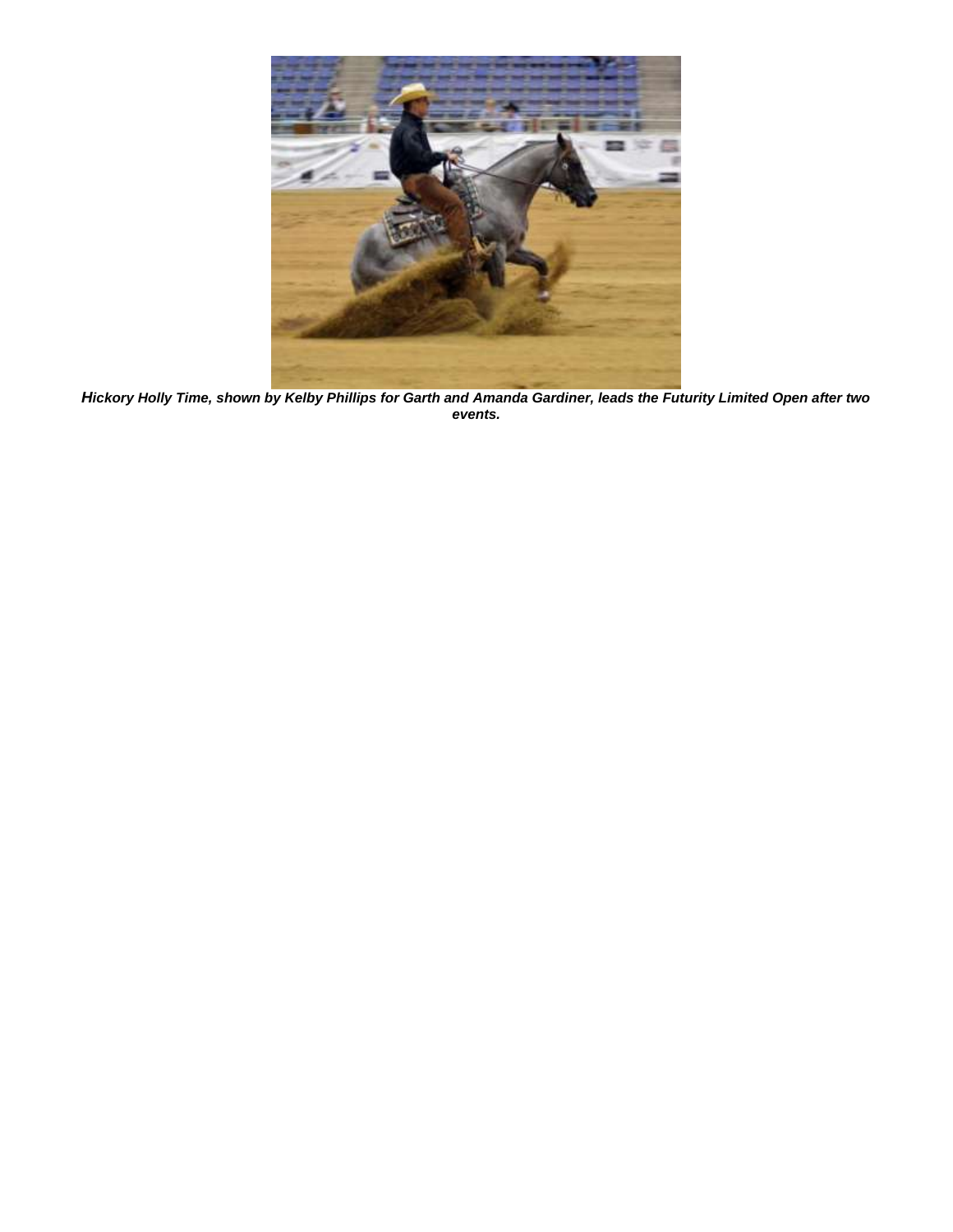***Hickory Holly Time, shown by Kelby Phillips for Garth and Amanda Gardiner, leads the Futurity Limited Open after two events.***